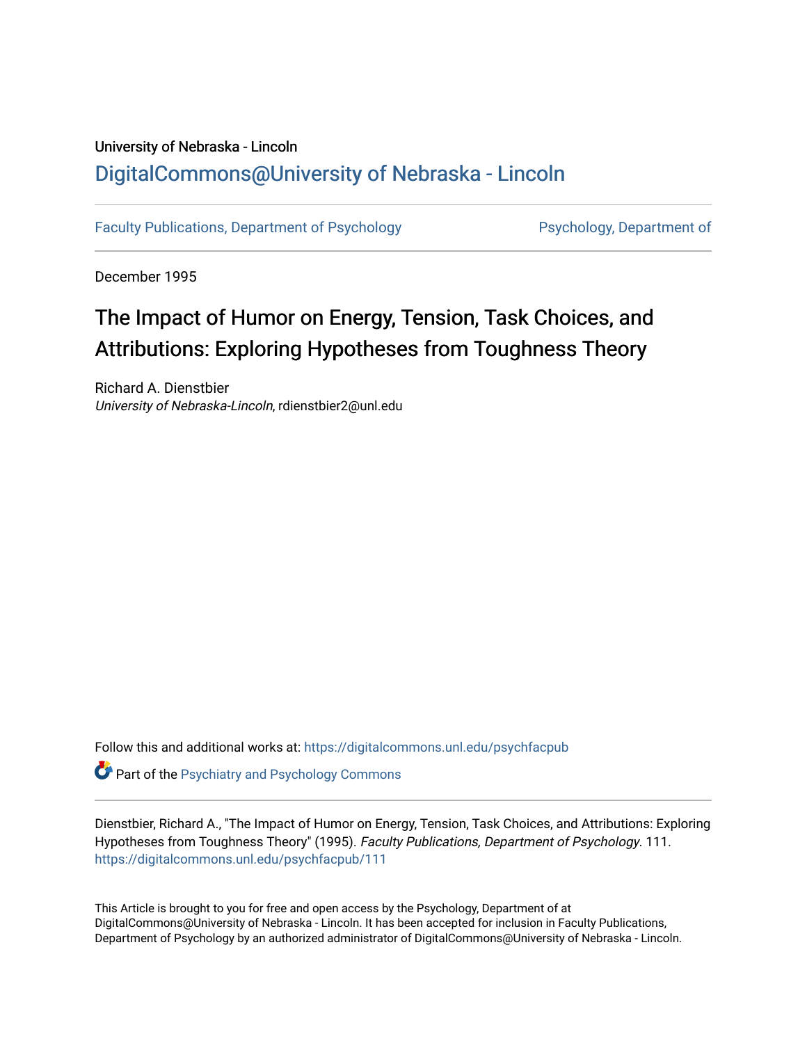University of Nebraska - Lincoln

DigitalCommons@University of Nebraska - Lincoln

Faculty Publications, Department of Psychology

Psychology, Department of

December 1995

# The Impact of Humor on Energy, Tension, Task Choices, and Attributions: Exploring Hypotheses from Toughness Theory

Richard A. Dienstbier
*University of Nebraska-Lincoln*, rdienstbier2@unl.edu

Follow this and additional works at: https://digitalcommons.unl.edu/psychfacpub

Part of the Psychiatry and Psychology Commons

Dienstbier, Richard A., "The Impact of Humor on Energy, Tension, Task Choices, and Attributions: Exploring Hypotheses from Toughness Theory" (1995). *Faculty Publications, Department of Psychology*. 111.
https://digitalcommons.unl.edu/psychfacpub/111

This Article is brought to you for free and open access by the Psychology, Department of at DigitalCommons@University of Nebraska - Lincoln. It has been accepted for inclusion in Faculty Publications, Department of Psychology by an authorized administrator of DigitalCommons@University of Nebraska - Lincoln.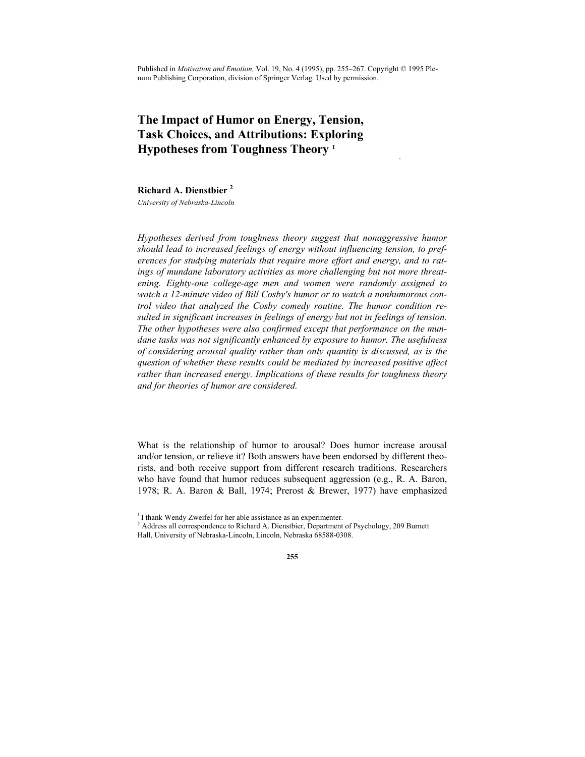Published in *Motivation and Emotion,* Vol. 19, No. 4 (1995), pp. 255–267. Copyright © 1995 Plenum Publishing Corporation, division of Springer Verlag. Used by permission.

# The Impact of Humor on Energy, Tension, Task Choices, and Attributions: Exploring Hypotheses from Toughness Theory [1]

**Richard A. Dienstbier [2]**

*University of Nebraska-Lincoln*

*Hypotheses derived from toughness theory suggest that nonaggressive humor should lead to increased feelings of energy without influencing tension, to preferences for studying materials that require more effort and energy, and to ratings of mundane laboratory activities as more challenging but not more threatening. Eighty-one college-age men and women were randomly assigned to watch a 12-minute video of Bill Cosby's humor or to watch a nonhumorous control video that analyzed the Cosby comedy routine. The humor condition resulted in significant increases in feelings of energy but not in feelings of tension. The other hypotheses were also confirmed except that performance on the mundane tasks was not significantly enhanced by exposure to humor. The usefulness of considering arousal quality rather than only quantity is discussed, as is the question of whether these results could be mediated by increased positive affect rather than increased energy. Implications of these results for toughness theory and for theories of humor are considered.*

What is the relationship of humor to arousal? Does humor increase arousal and/or tension, or relieve it? Both answers have been endorsed by different theorists, and both receive support from different research traditions. Researchers who have found that humor reduces subsequent aggression (e.g., R. A. Baron, 1978; R. A. Baron & Ball, 1974; Prerost & Brewer, 1977) have emphasized

[1] I thank Wendy Zweifel for her able assistance as an experimenter.

[2] Address all correspondence to Richard A. Dienstbier, Department of Psychology, 209 Burnett Hall, University of Nebraska-Lincoln, Lincoln, Nebraska 68588-0308.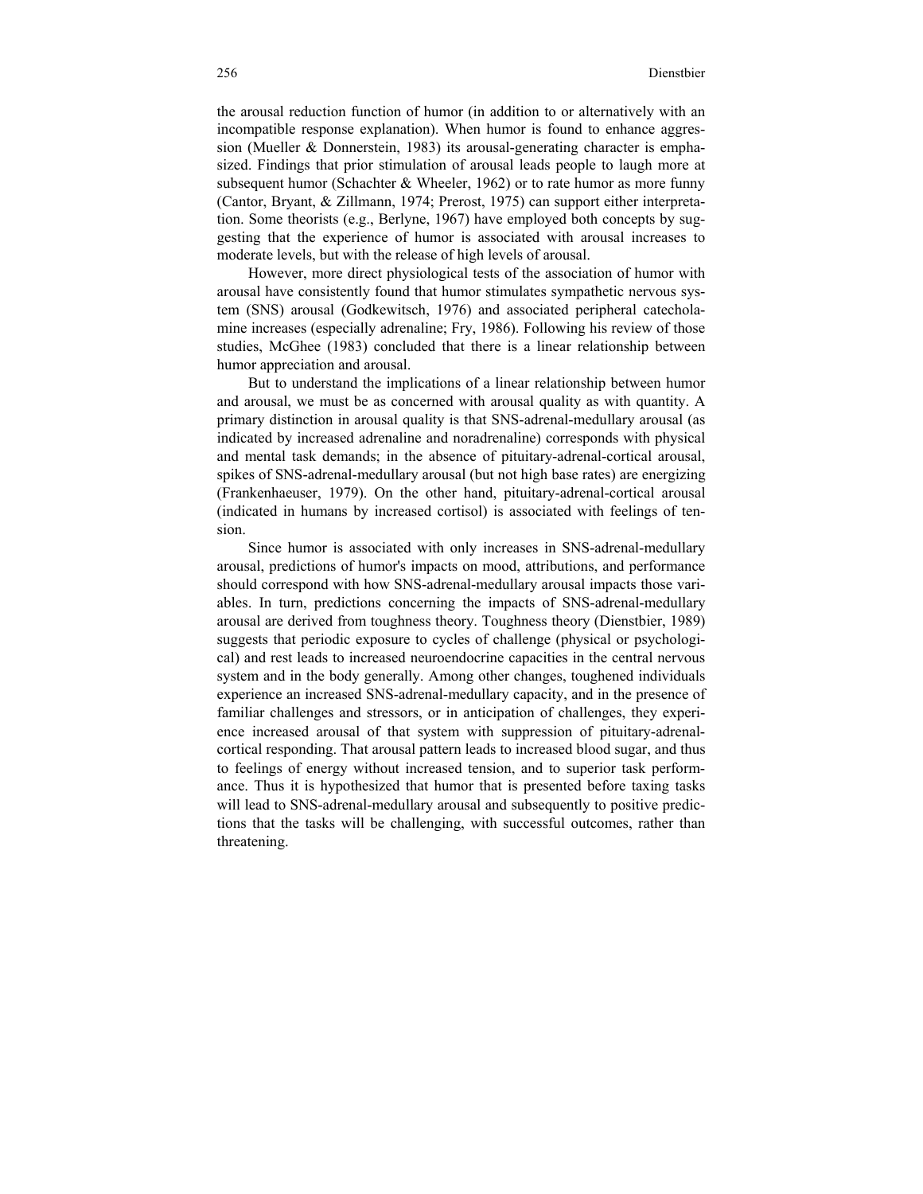the arousal reduction function of humor (in addition to or alternatively with an incompatible response explanation). When humor is found to enhance aggression (Mueller & Donnerstein, 1983) its arousal-generating character is emphasized. Findings that prior stimulation of arousal leads people to laugh more at subsequent humor (Schachter & Wheeler, 1962) or to rate humor as more funny (Cantor, Bryant, & Zillmann, 1974; Prerost, 1975) can support either interpretation. Some theorists (e.g., Berlyne, 1967) have employed both concepts by suggesting that the experience of humor is associated with arousal increases to moderate levels, but with the release of high levels of arousal.

However, more direct physiological tests of the association of humor with arousal have consistently found that humor stimulates sympathetic nervous system (SNS) arousal (Godkewitsch, 1976) and associated peripheral catecholamine increases (especially adrenaline; Fry, 1986). Following his review of those studies, McGhee (1983) concluded that there is a linear relationship between humor appreciation and arousal.

But to understand the implications of a linear relationship between humor and arousal, we must be as concerned with arousal quality as with quantity. A primary distinction in arousal quality is that SNS-adrenal-medullary arousal (as indicated by increased adrenaline and noradrenaline) corresponds with physical and mental task demands; in the absence of pituitary-adrenal-cortical arousal, spikes of SNS-adrenal-medullary arousal (but not high base rates) are energizing (Frankenhaeuser, 1979). On the other hand, pituitary-adrenal-cortical arousal (indicated in humans by increased cortisol) is associated with feelings of tension.

Since humor is associated with only increases in SNS-adrenal-medullary arousal, predictions of humor's impacts on mood, attributions, and performance should correspond with how SNS-adrenal-medullary arousal impacts those variables. In turn, predictions concerning the impacts of SNS-adrenal-medullary arousal are derived from toughness theory. Toughness theory (Dienstbier, 1989) suggests that periodic exposure to cycles of challenge (physical or psychological) and rest leads to increased neuroendocrine capacities in the central nervous system and in the body generally. Among other changes, toughened individuals experience an increased SNS-adrenal-medullary capacity, and in the presence of familiar challenges and stressors, or in anticipation of challenges, they experience increased arousal of that system with suppression of pituitary-adrenal-cortical responding. That arousal pattern leads to increased blood sugar, and thus to feelings of energy without increased tension, and to superior task performance. Thus it is hypothesized that humor that is presented before taxing tasks will lead to SNS-adrenal-medullary arousal and subsequently to positive predictions that the tasks will be challenging, with successful outcomes, rather than threatening.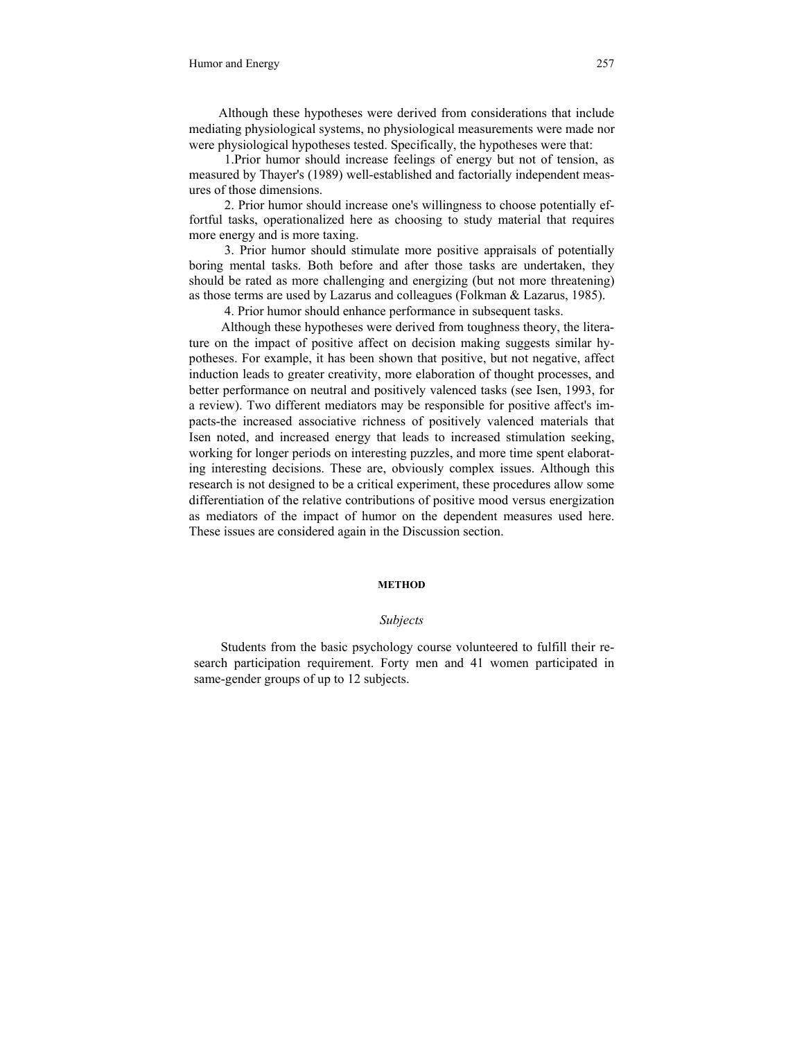Although these hypotheses were derived from considerations that include mediating physiological systems, no physiological measurements were made nor were physiological hypotheses tested. Specifically, the hypotheses were that:

1.Prior humor should increase feelings of energy but not of tension, as measured by Thayer's (1989) well-established and factorially independent measures of those dimensions.

2. Prior humor should increase one's willingness to choose potentially effortful tasks, operationalized here as choosing to study material that requires more energy and is more taxing.

3. Prior humor should stimulate more positive appraisals of potentially boring mental tasks. Both before and after those tasks are undertaken, they should be rated as more challenging and energizing (but not more threatening) as those terms are used by Lazarus and colleagues (Folkman & Lazarus, 1985).

4. Prior humor should enhance performance in subsequent tasks.

Although these hypotheses were derived from toughness theory, the literature on the impact of positive affect on decision making suggests similar hypotheses. For example, it has been shown that positive, but not negative, affect induction leads to greater creativity, more elaboration of thought processes, and better performance on neutral and positively valenced tasks (see Isen, 1993, for a review). Two different mediators may be responsible for positive affect's impacts-the increased associative richness of positively valenced materials that Isen noted, and increased energy that leads to increased stimulation seeking, working for longer periods on interesting puzzles, and more time spent elaborating interesting decisions. These are, obviously complex issues. Although this research is not designed to be a critical experiment, these procedures allow some differentiation of the relative contributions of positive mood versus energization as mediators of the impact of humor on the dependent measures used here. These issues are considered again in the Discussion section.

## METHOD

### *Subjects*

Students from the basic psychology course volunteered to fulfill their research participation requirement. Forty men and 41 women participated in same-gender groups of up to 12 subjects.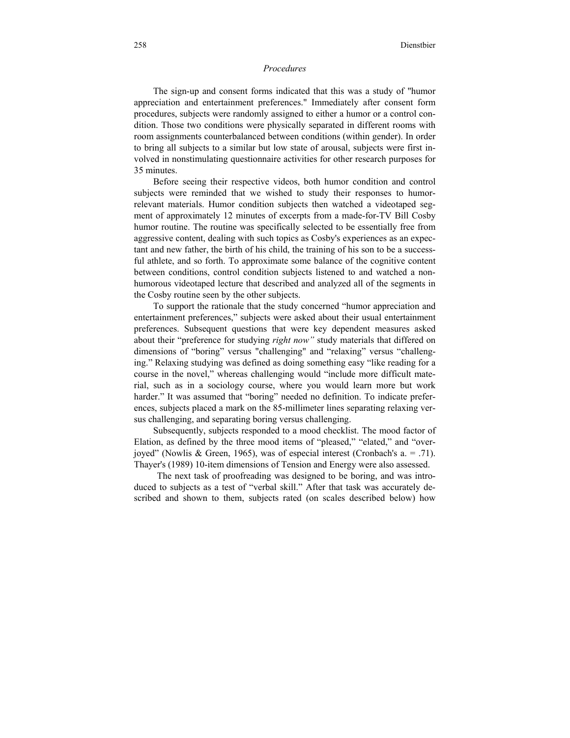### *Procedures*

The sign-up and consent forms indicated that this was a study of "humor appreciation and entertainment preferences." Immediately after consent form procedures, subjects were randomly assigned to either a humor or a control condition. Those two conditions were physically separated in different rooms with room assignments counterbalanced between conditions (within gender). In order to bring all subjects to a similar but low state of arousal, subjects were first involved in nonstimulating questionnaire activities for other research purposes for 35 minutes.

Before seeing their respective videos, both humor condition and control subjects were reminded that we wished to study their responses to humor-relevant materials. Humor condition subjects then watched a videotaped segment of approximately 12 minutes of excerpts from a made-for-TV Bill Cosby humor routine. The routine was specifically selected to be essentially free from aggressive content, dealing with such topics as Cosby's experiences as an expectant and new father, the birth of his child, the training of his son to be a successful athlete, and so forth. To approximate some balance of the cognitive content between conditions, control condition subjects listened to and watched a non-humorous videotaped lecture that described and analyzed all of the segments in the Cosby routine seen by the other subjects.

To support the rationale that the study concerned "humor appreciation and entertainment preferences," subjects were asked about their usual entertainment preferences. Subsequent questions that were key dependent measures asked about their "preference for studying *right now"* study materials that differed on dimensions of "boring" versus "challenging" and "relaxing" versus "challenging." Relaxing studying was defined as doing something easy "like reading for a course in the novel," whereas challenging would "include more difficult material, such as in a sociology course, where you would learn more but work harder." It was assumed that "boring" needed no definition. To indicate preferences, subjects placed a mark on the 85-millimeter lines separating relaxing versus challenging, and separating boring versus challenging.

Subsequently, subjects responded to a mood checklist. The mood factor of Elation, as defined by the three mood items of "pleased," "elated," and "overjoyed" (Nowlis & Green, 1965), was of especial interest (Cronbach's a. = .71). Thayer's (1989) 10-item dimensions of Tension and Energy were also assessed.

The next task of proofreading was designed to be boring, and was introduced to subjects as a test of "verbal skill." After that task was accurately described and shown to them, subjects rated (on scales described below) how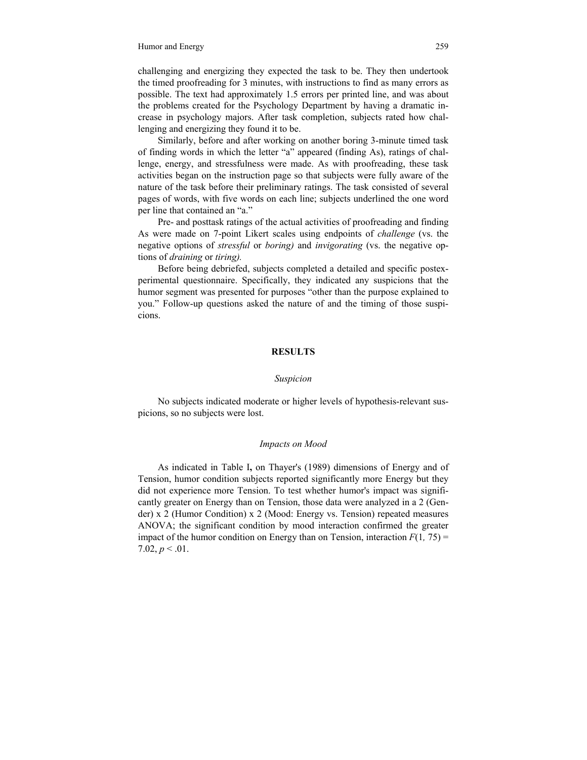challenging and energizing they expected the task to be. They then undertook the timed proofreading for 3 minutes, with instructions to find as many errors as possible. The text had approximately 1.5 errors per printed line, and was about the problems created for the Psychology Department by having a dramatic increase in psychology majors. After task completion, subjects rated how challenging and energizing they found it to be.

Similarly, before and after working on another boring 3-minute timed task of finding words in which the letter "a" appeared (finding As), ratings of challenge, energy, and stressfulness were made. As with proofreading, these task activities began on the instruction page so that subjects were fully aware of the nature of the task before their preliminary ratings. The task consisted of several pages of words, with five words on each line; subjects underlined the one word per line that contained an "a."

Pre- and posttask ratings of the actual activities of proofreading and finding As were made on 7-point Likert scales using endpoints of *challenge* (vs. the negative options of *stressful* or *boring)* and *invigorating* (vs. the negative options of *draining* or *tiring).*

Before being debriefed, subjects completed a detailed and specific postexperimental questionnaire. Specifically, they indicated any suspicions that the humor segment was presented for purposes "other than the purpose explained to you." Follow-up questions asked the nature of and the timing of those suspicions.

## RESULTS

### *Suspicion*

No subjects indicated moderate or higher levels of hypothesis-relevant suspicions, so no subjects were lost.

### *Impacts on Mood*

As indicated in Table I**,** on Thayer's (1989) dimensions of Energy and of Tension, humor condition subjects reported significantly more Energy but they did not experience more Tension. To test whether humor's impact was significantly greater on Energy than on Tension, those data were analyzed in a 2 (Gender) x 2 (Humor Condition) x 2 (Mood: Energy vs. Tension) repeated measures ANOVA; the significant condition by mood interaction confirmed the greater impact of the humor condition on Energy than on Tension, interaction $F(1, 75) = 7.02$, $p < .01$.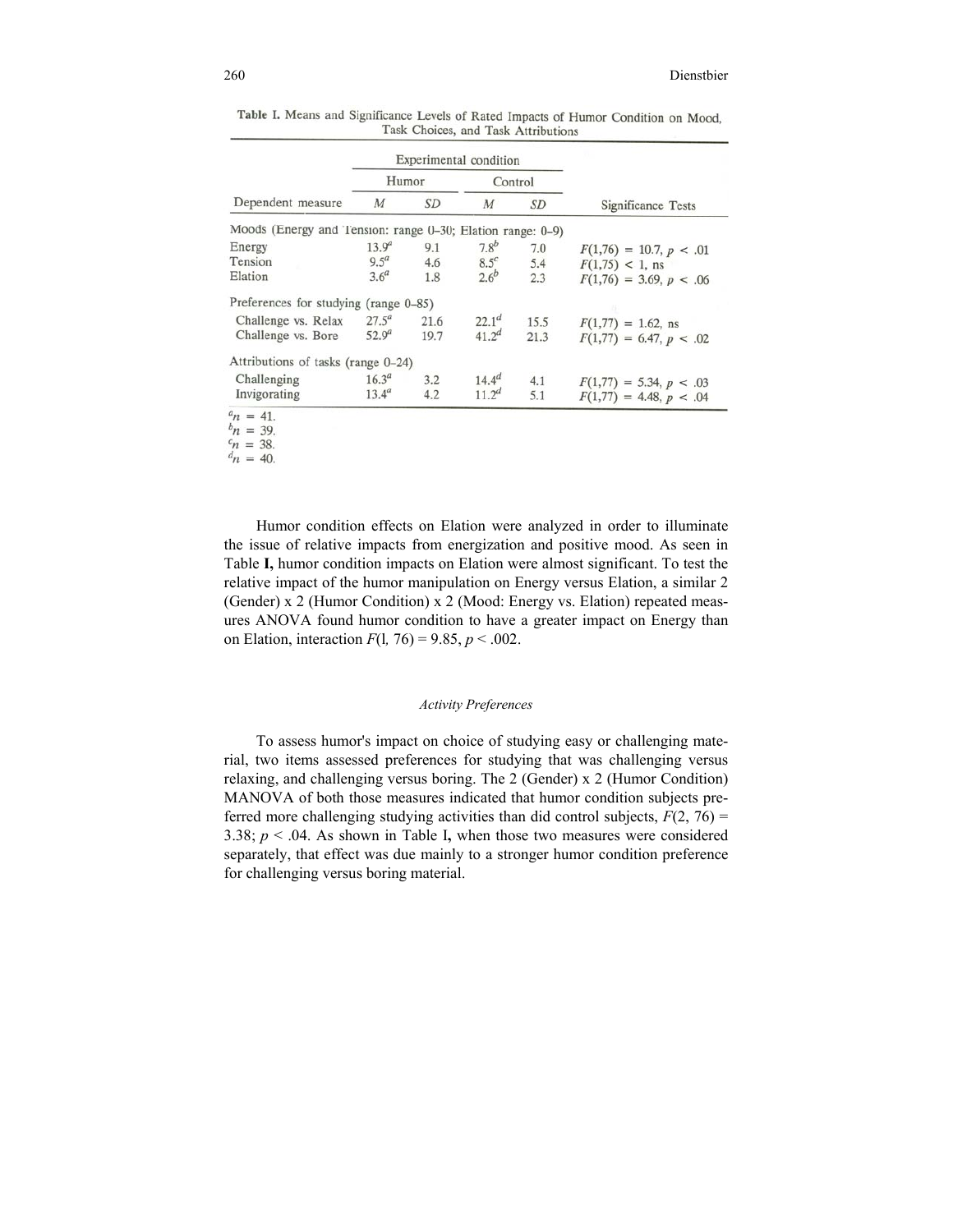**Table I.** Means and Significance Levels of Rated Impacts of Humor Condition on Mood, Task Choices, and Task Attributions

| | Experimental condition | | | | |
|---|---|---|---|---|---|
| | Humor | | Control | | |
| Dependent measure | $M$ | $SD$ | $M$ | $SD$ | Significance Tests |
| Moods (Energy and Tension: range 0–30; Elation range: 0–9) | | | | | |
| Energy | 13.9[a] | 9.1 | 7.8[b] | 7.0 | $F(1,76) = 10.7$, $p < .01$ |
| Tension | 9.5[a] | 4.6 | 8.5[c] | 5.4 | $F(1,75) < 1$, ns |
| Elation | 3.6[a] | 1.8 | 2.6[b] | 2.3 | $F(1,76) = 3.69$, $p < .06$ |
| Preferences for studying (range 0–85) | | | | | |
| Challenge vs. Relax | 27.5[a] | 21.6 | 22.1[d] | 15.5 | $F(1,77) = 1.62$, ns |
| Challenge vs. Bore | 52.9[a] | 19.7 | 41.2[d] | 21.3 | $F(1,77) = 6.47$, $p < .02$ |
| Attributions of tasks (range 0–24) | | | | | |
| Challenging | 16.3[a] | 3.2 | 14.4[d] | 4.1 | $F(1,77) = 5.34$, $p < .03$ |
| Invigorating | 13.4[a] | 4.2 | 11.2[d] | 5.1 | $F(1,77) = 4.48$, $p < .04$ |

[a] $n = 41$.
[b] $n = 39$.
[c] $n = 38$.
[d] $n = 40$.

Humor condition effects on Elation were analyzed in order to illuminate the issue of relative impacts from energization and positive mood. As seen in Table **I,** humor condition impacts on Elation were almost significant. To test the relative impact of the humor manipulation on Energy versus Elation, a similar 2 (Gender) x 2 (Humor Condition) x 2 (Mood: Energy vs. Elation) repeated measures ANOVA found humor condition to have a greater impact on Energy than on Elation, interaction $F(1, 76) = 9.85$, $p < .002$.

### *Activity Preferences*

To assess humor's impact on choice of studying easy or challenging material, two items assessed preferences for studying that was challenging versus relaxing, and challenging versus boring. The 2 (Gender) x 2 (Humor Condition) MANOVA of both those measures indicated that humor condition subjects preferred more challenging studying activities than did control subjects, $F(2, 76) = 3.38$; $p < .04$. As shown in Table **I,** when those two measures were considered separately, that effect was due mainly to a stronger humor condition preference for challenging versus boring material.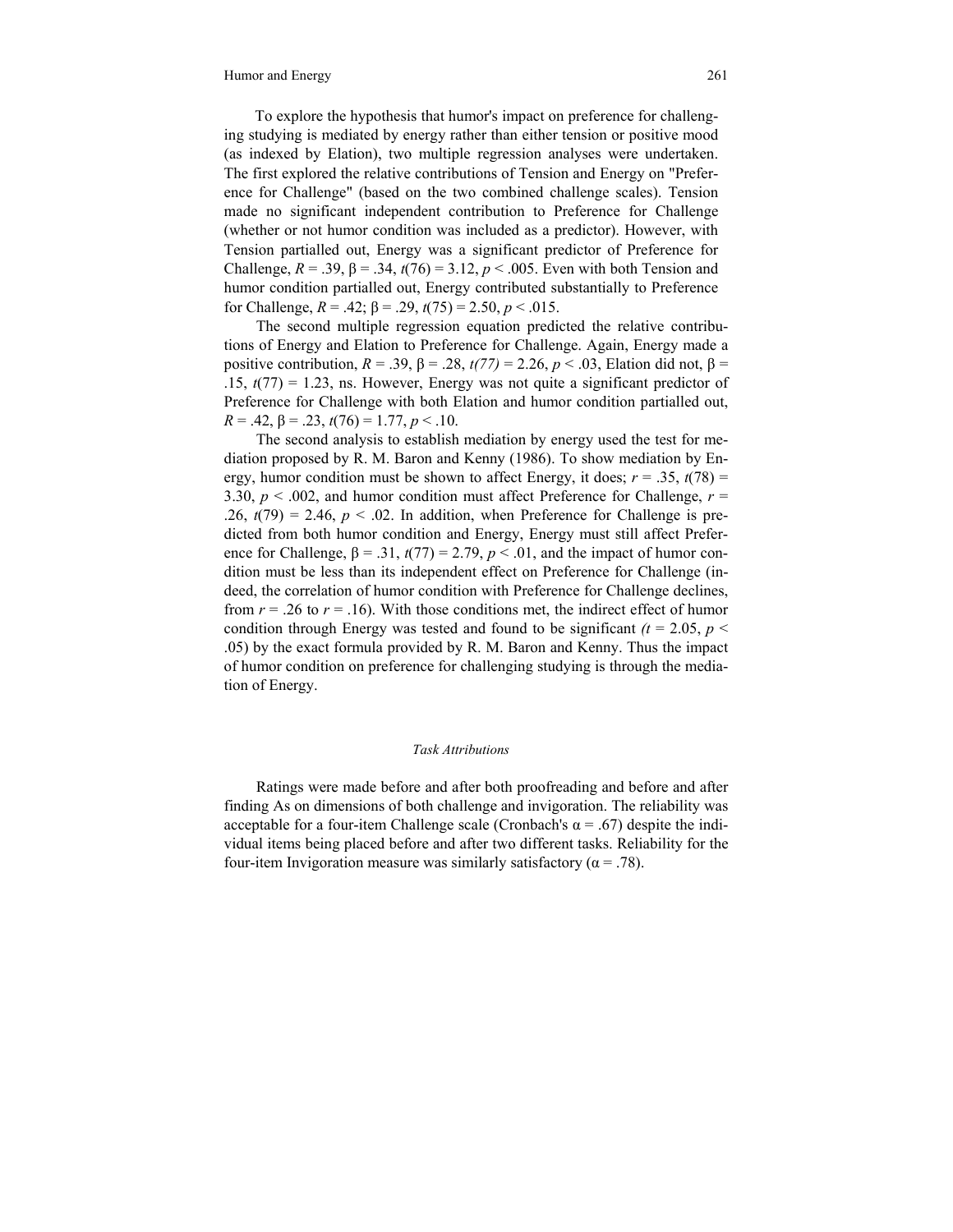To explore the hypothesis that humor's impact on preference for challenging studying is mediated by energy rather than either tension or positive mood (as indexed by Elation), two multiple regression analyses were undertaken. The first explored the relative contributions of Tension and Energy on "Preference for Challenge" (based on the two combined challenge scales). Tension made no significant independent contribution to Preference for Challenge (whether or not humor condition was included as a predictor). However, with Tension partialled out, Energy was a significant predictor of Preference for Challenge, $R = .39$, $\beta = .34$, $t(76) = 3.12$, $p < .005$. Even with both Tension and humor condition partialled out, Energy contributed substantially to Preference for Challenge, $R = .42$; $\beta = .29$, $t(75) = 2.50$, $p < .015$.

The second multiple regression equation predicted the relative contributions of Energy and Elation to Preference for Challenge. Again, Energy made a positive contribution, $R = .39$, $\beta = .28$, $t(77) = 2.26$, $p < .03$, Elation did not, $\beta = .15$, $t(77) = 1.23$, ns. However, Energy was not quite a significant predictor of Preference for Challenge with both Elation and humor condition partialled out, $R = .42$, $\beta = .23$, $t(76) = 1.77$, $p < .10$.

The second analysis to establish mediation by energy used the test for mediation proposed by R. M. Baron and Kenny (1986). To show mediation by Energy, humor condition must be shown to affect Energy, it does; $r = .35$, $t(78) = 3.30$, $p < .002$, and humor condition must affect Preference for Challenge, $r = .26$, $t(79) = 2.46$, $p < .02$. In addition, when Preference for Challenge is predicted from both humor condition and Energy, Energy must still affect Preference for Challenge, $\beta = .31$, $t(77) = 2.79$, $p < .01$, and the impact of humor condition must be less than its independent effect on Preference for Challenge (indeed, the correlation of humor condition with Preference for Challenge declines, from $r = .26$ to $r = .16$). With those conditions met, the indirect effect of humor condition through Energy was tested and found to be significant ($t = 2.05$, $p < .05$) by the exact formula provided by R. M. Baron and Kenny. Thus the impact of humor condition on preference for challenging studying is through the mediation of Energy.

### *Task Attributions*

Ratings were made before and after both proofreading and before and after finding As on dimensions of both challenge and invigoration. The reliability was acceptable for a four-item Challenge scale (Cronbach's $\alpha = .67$) despite the individual items being placed before and after two different tasks. Reliability for the four-item Invigoration measure was similarly satisfactory ($\alpha = .78$).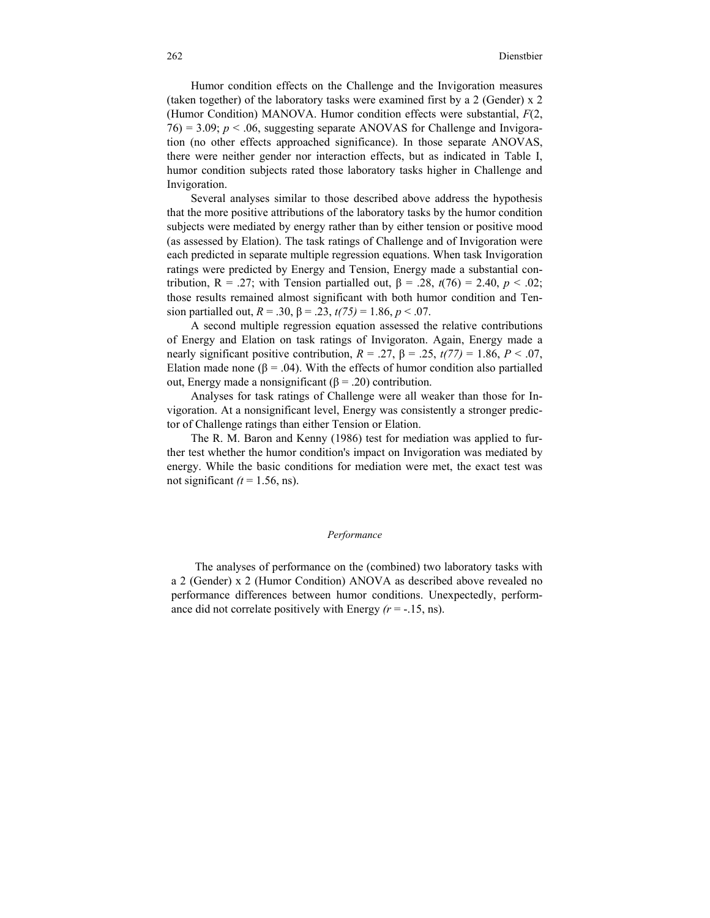Humor condition effects on the Challenge and the Invigoration measures (taken together) of the laboratory tasks were examined first by a 2 (Gender) x 2 (Humor Condition) MANOVA. Humor condition effects were substantial, $F(2, 76) = 3.09$; $p < .06$, suggesting separate ANOVAS for Challenge and Invigoration (no other effects approached significance). In those separate ANOVAS, there were neither gender nor interaction effects, but as indicated in Table I, humor condition subjects rated those laboratory tasks higher in Challenge and Invigoration.

Several analyses similar to those described above address the hypothesis that the more positive attributions of the laboratory tasks by the humor condition subjects were mediated by energy rather than by either tension or positive mood (as assessed by Elation). The task ratings of Challenge and of Invigoration were each predicted in separate multiple regression equations. When task Invigoration ratings were predicted by Energy and Tension, Energy made a substantial contribution, $R = .27$; with Tension partialled out, $\beta = .28$, $t(76) = 2.40$, $p < .02$; those results remained almost significant with both humor condition and Tension partialled out, $R = .30$, $\beta = .23$, $t(75) = 1.86$, $p < .07$.

A second multiple regression equation assessed the relative contributions of Energy and Elation on task ratings of Invigoraton. Again, Energy made a nearly significant positive contribution, $R = .27$, $\beta = .25$, $t(77) = 1.86$, $P < .07$, Elation made none ($\beta = .04$). With the effects of humor condition also partialled out, Energy made a nonsignificant ($\beta = .20$) contribution.

Analyses for task ratings of Challenge were all weaker than those for Invigoration. At a nonsignificant level, Energy was consistently a stronger predictor of Challenge ratings than either Tension or Elation.

The R. M. Baron and Kenny (1986) test for mediation was applied to further test whether the humor condition's impact on Invigoration was mediated by energy. While the basic conditions for mediation were met, the exact test was not significant ($t = 1.56$, ns).

### *Performance*

The analyses of performance on the (combined) two laboratory tasks with a 2 (Gender) x 2 (Humor Condition) ANOVA as described above revealed no performance differences between humor conditions. Unexpectedly, performance did not correlate positively with Energy ($r = -.15$, ns).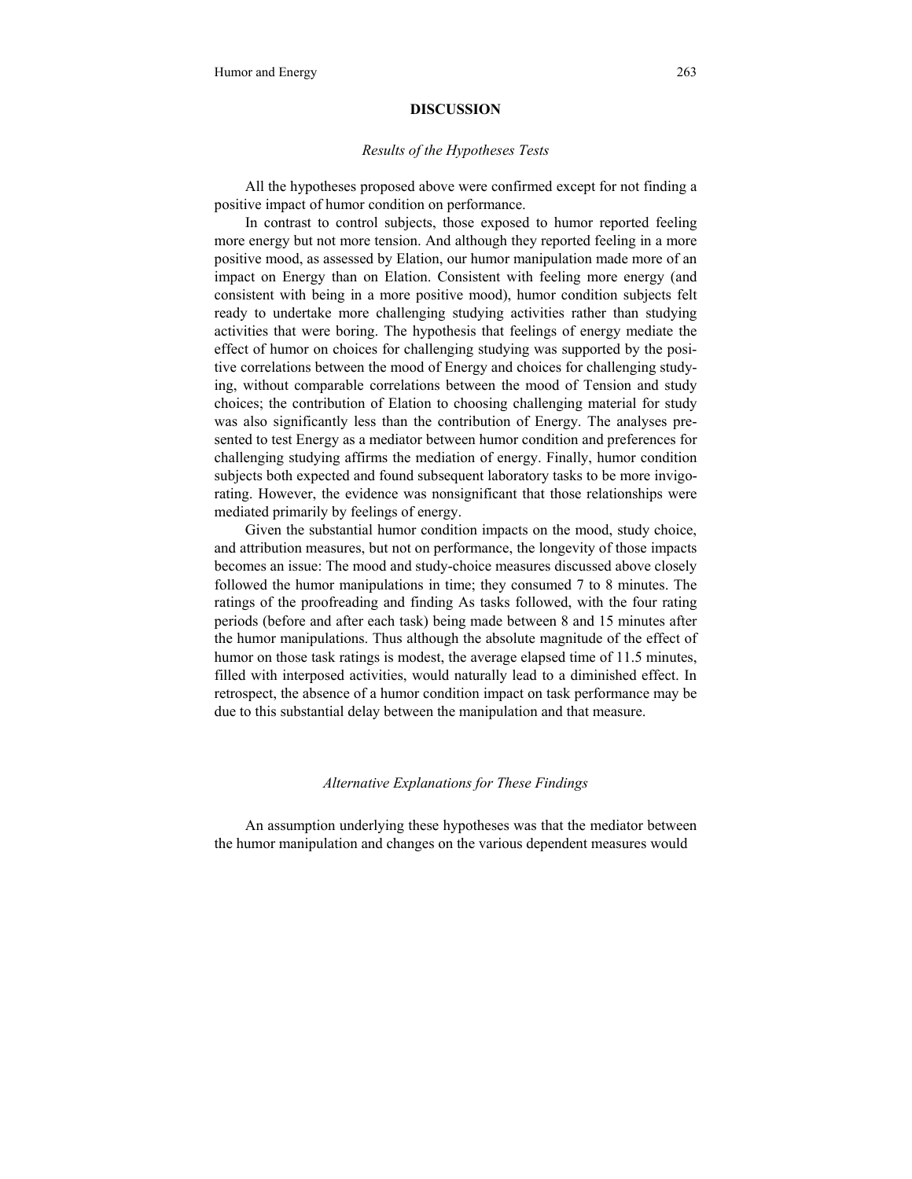## DISCUSSION

### *Results of the Hypotheses Tests*

All the hypotheses proposed above were confirmed except for not finding a positive impact of humor condition on performance.

In contrast to control subjects, those exposed to humor reported feeling more energy but not more tension. And although they reported feeling in a more positive mood, as assessed by Elation, our humor manipulation made more of an impact on Energy than on Elation. Consistent with feeling more energy (and consistent with being in a more positive mood), humor condition subjects felt ready to undertake more challenging studying activities rather than studying activities that were boring. The hypothesis that feelings of energy mediate the effect of humor on choices for challenging studying was supported by the positive correlations between the mood of Energy and choices for challenging studying, without comparable correlations between the mood of Tension and study choices; the contribution of Elation to choosing challenging material for study was also significantly less than the contribution of Energy. The analyses presented to test Energy as a mediator between humor condition and preferences for challenging studying affirms the mediation of energy. Finally, humor condition subjects both expected and found subsequent laboratory tasks to be more invigorating. However, the evidence was nonsignificant that those relationships were mediated primarily by feelings of energy.

Given the substantial humor condition impacts on the mood, study choice, and attribution measures, but not on performance, the longevity of those impacts becomes an issue: The mood and study-choice measures discussed above closely followed the humor manipulations in time; they consumed 7 to 8 minutes. The ratings of the proofreading and finding As tasks followed, with the four rating periods (before and after each task) being made between 8 and 15 minutes after the humor manipulations. Thus although the absolute magnitude of the effect of humor on those task ratings is modest, the average elapsed time of 11.5 minutes, filled with interposed activities, would naturally lead to a diminished effect. In retrospect, the absence of a humor condition impact on task performance may be due to this substantial delay between the manipulation and that measure.

### *Alternative Explanations for These Findings*

An assumption underlying these hypotheses was that the mediator between the humor manipulation and changes on the various dependent measures would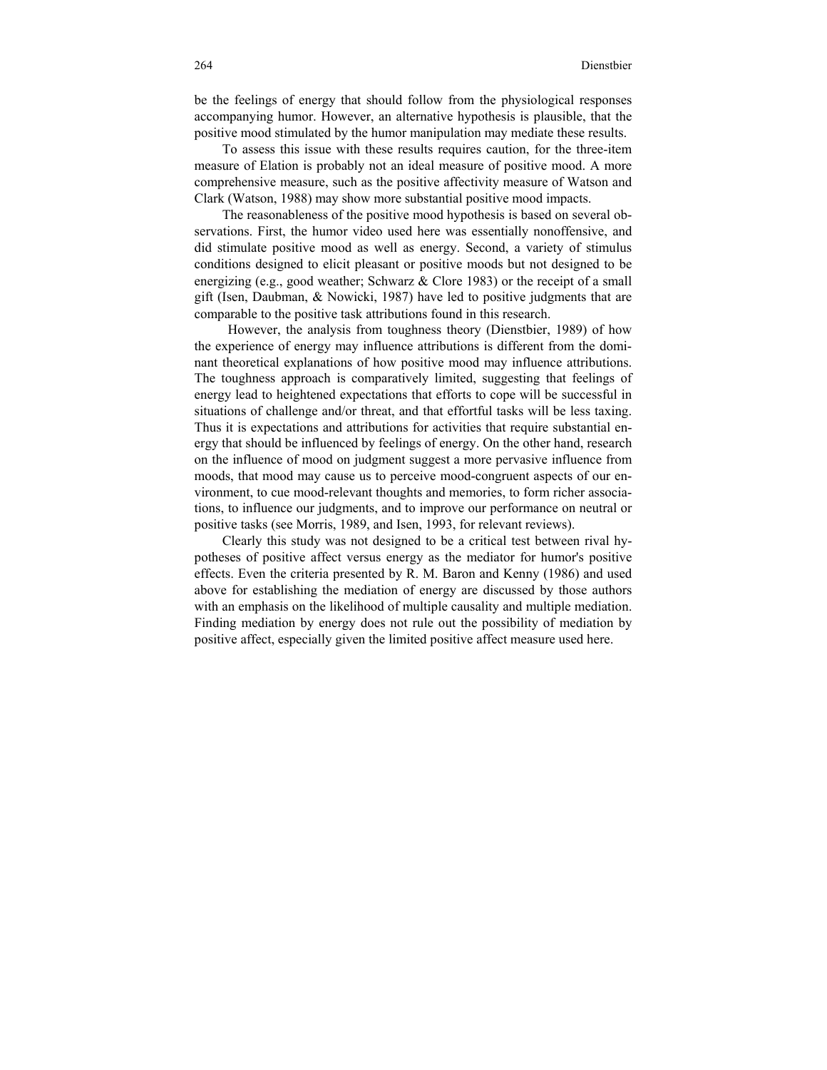be the feelings of energy that should follow from the physiological responses accompanying humor. However, an alternative hypothesis is plausible, that the positive mood stimulated by the humor manipulation may mediate these results.

To assess this issue with these results requires caution, for the three-item measure of Elation is probably not an ideal measure of positive mood. A more comprehensive measure, such as the positive affectivity measure of Watson and Clark (Watson, 1988) may show more substantial positive mood impacts.

The reasonableness of the positive mood hypothesis is based on several observations. First, the humor video used here was essentially nonoffensive, and did stimulate positive mood as well as energy. Second, a variety of stimulus conditions designed to elicit pleasant or positive moods but not designed to be energizing (e.g., good weather; Schwarz & Clore 1983) or the receipt of a small gift (Isen, Daubman, & Nowicki, 1987) have led to positive judgments that are comparable to the positive task attributions found in this research.

However, the analysis from toughness theory (Dienstbier, 1989) of how the experience of energy may influence attributions is different from the dominant theoretical explanations of how positive mood may influence attributions. The toughness approach is comparatively limited, suggesting that feelings of energy lead to heightened expectations that efforts to cope will be successful in situations of challenge and/or threat, and that effortful tasks will be less taxing. Thus it is expectations and attributions for activities that require substantial energy that should be influenced by feelings of energy. On the other hand, research on the influence of mood on judgment suggest a more pervasive influence from moods, that mood may cause us to perceive mood-congruent aspects of our environment, to cue mood-relevant thoughts and memories, to form richer associations, to influence our judgments, and to improve our performance on neutral or positive tasks (see Morris, 1989, and Isen, 1993, for relevant reviews).

Clearly this study was not designed to be a critical test between rival hypotheses of positive affect versus energy as the mediator for humor's positive effects. Even the criteria presented by R. M. Baron and Kenny (1986) and used above for establishing the mediation of energy are discussed by those authors with an emphasis on the likelihood of multiple causality and multiple mediation. Finding mediation by energy does not rule out the possibility of mediation by positive affect, especially given the limited positive affect measure used here.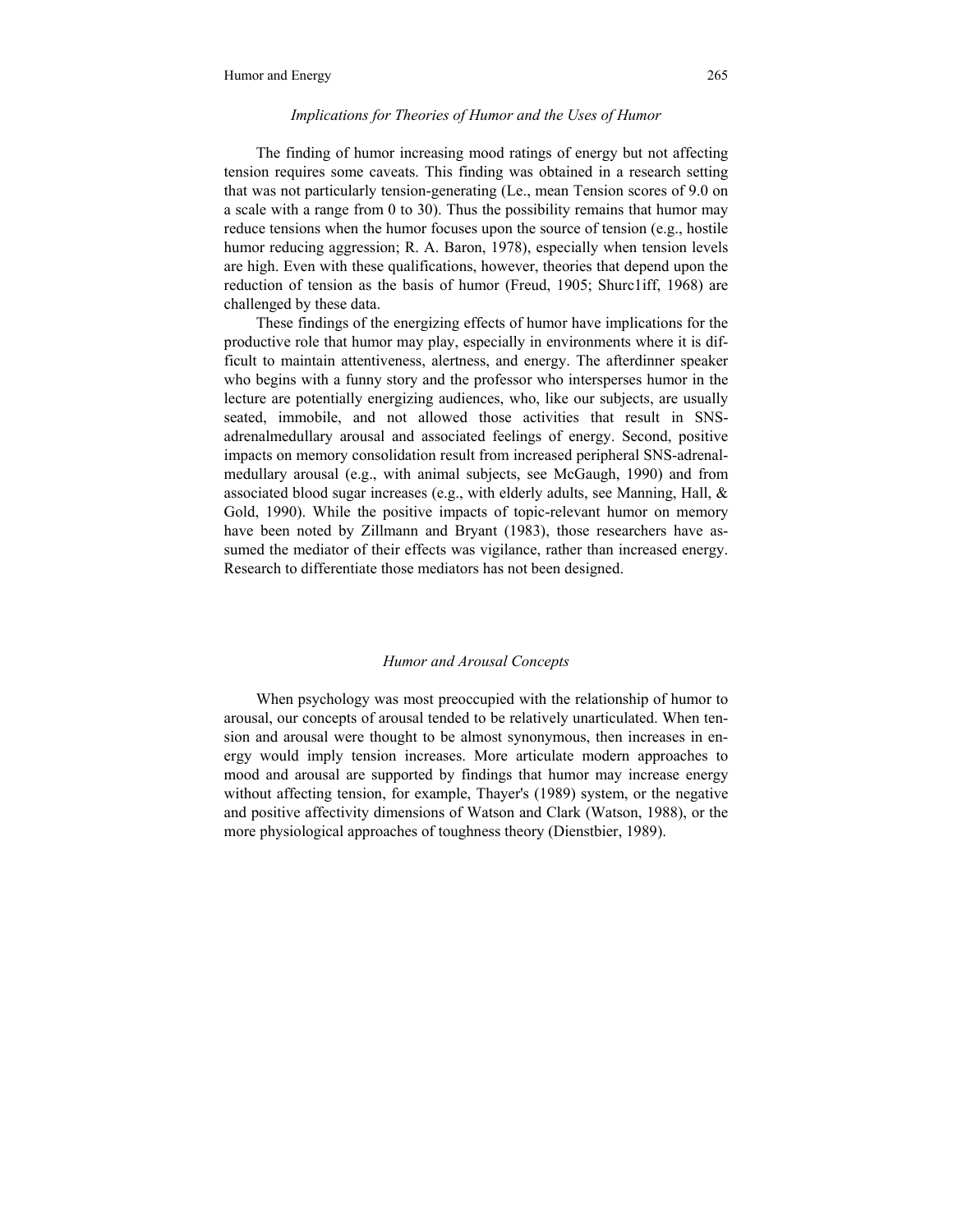### *Implications for Theories of Humor and the Uses of Humor*

The finding of humor increasing mood ratings of energy but not affecting tension requires some caveats. This finding was obtained in a research setting that was not particularly tension-generating (Le., mean Tension scores of 9.0 on a scale with a range from 0 to 30). Thus the possibility remains that humor may reduce tensions when the humor focuses upon the source of tension (e.g., hostile humor reducing aggression; R. A. Baron, 1978), especially when tension levels are high. Even with these qualifications, however, theories that depend upon the reduction of tension as the basis of humor (Freud, 1905; Shurc1iff, 1968) are challenged by these data.

These findings of the energizing effects of humor have implications for the productive role that humor may play, especially in environments where it is difficult to maintain attentiveness, alertness, and energy. The afterdinner speaker who begins with a funny story and the professor who intersperses humor in the lecture are potentially energizing audiences, who, like our subjects, are usually seated, immobile, and not allowed those activities that result in SNS-adrenalmedullary arousal and associated feelings of energy. Second, positive impacts on memory consolidation result from increased peripheral SNS-adrenal-medullary arousal (e.g., with animal subjects, see McGaugh, 1990) and from associated blood sugar increases (e.g., with elderly adults, see Manning, Hall, & Gold, 1990). While the positive impacts of topic-relevant humor on memory have been noted by Zillmann and Bryant (1983), those researchers have assumed the mediator of their effects was vigilance, rather than increased energy. Research to differentiate those mediators has not been designed.

### *Humor and Arousal Concepts*

When psychology was most preoccupied with the relationship of humor to arousal, our concepts of arousal tended to be relatively unarticulated. When tension and arousal were thought to be almost synonymous, then increases in energy would imply tension increases. More articulate modern approaches to mood and arousal are supported by findings that humor may increase energy without affecting tension, for example, Thayer's (1989) system, or the negative and positive affectivity dimensions of Watson and Clark (Watson, 1988), or the more physiological approaches of toughness theory (Dienstbier, 1989).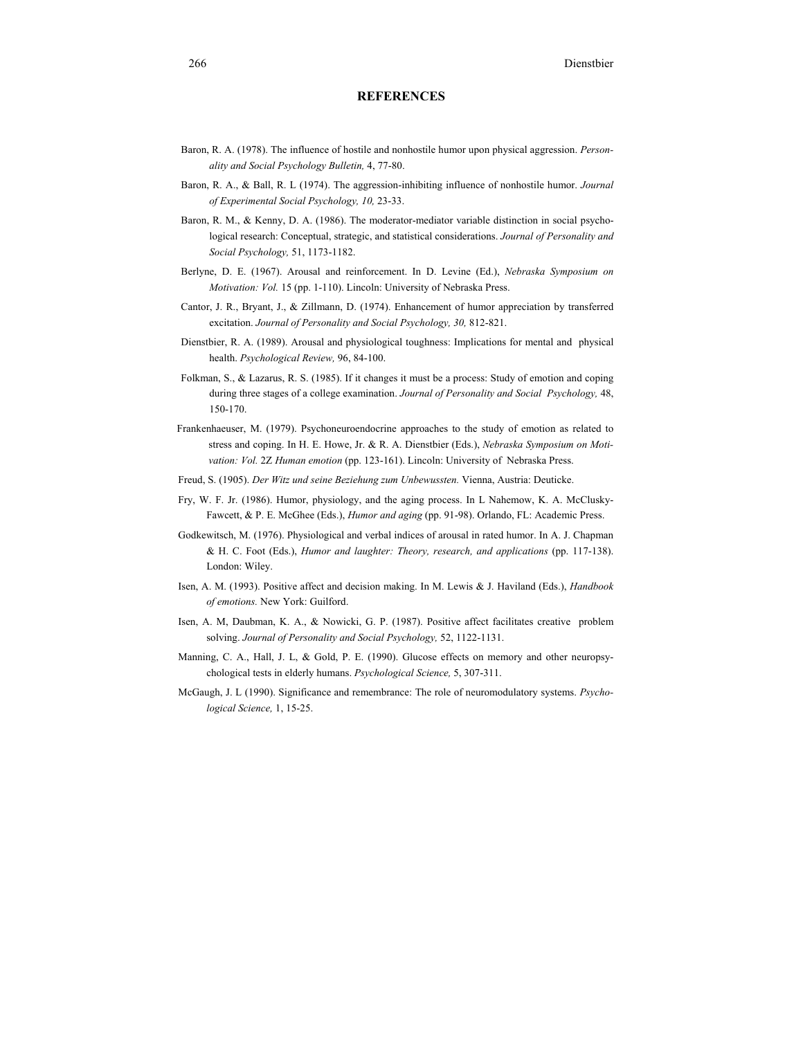## REFERENCES

Baron, R. A. (1978). The influence of hostile and nonhostile humor upon physical aggression. *Personality and Social Psychology Bulletin,* 4, 77-80.

Baron, R. A., & Ball, R. L (1974). The aggression-inhibiting influence of nonhostile humor. *Journal of Experimental Social Psychology, 10,* 23-33.

Baron, R. M., & Kenny, D. A. (1986). The moderator-mediator variable distinction in social psychological research: Conceptual, strategic, and statistical considerations. *Journal of Personality and Social Psychology,* 51, 1173-1182.

Berlyne, D. E. (1967). Arousal and reinforcement. In D. Levine (Ed.), *Nebraska Symposium on Motivation: Vol.* 15 (pp. 1-110). Lincoln: University of Nebraska Press.

Cantor, J. R., Bryant, J., & Zillmann, D. (1974). Enhancement of humor appreciation by transferred excitation. *Journal of Personality and Social Psychology, 30,* 812-821.

Dienstbier, R. A. (1989). Arousal and physiological toughness: Implications for mental and physical health. *Psychological Review,* 96, 84-100.

Folkman, S., & Lazarus, R. S. (1985). If it changes it must be a process: Study of emotion and coping during three stages of a college examination. *Journal of Personality and Social Psychology,* 48, 150-170.

Frankenhaeuser, M. (1979). Psychoneuroendocrine approaches to the study of emotion as related to stress and coping. In H. E. Howe, Jr. & R. A. Dienstbier (Eds.), *Nebraska Symposium on Motivation: Vol.* 2Z *Human emotion* (pp. 123-161). Lincoln: University of Nebraska Press.

Freud, S. (1905). *Der Witz und seine Beziehung zum Unbewussten.* Vienna, Austria: Deuticke.

Fry, W. F. Jr. (1986). Humor, physiology, and the aging process. In L Nahemow, K. A. McClusky-Fawcett, & P. E. McGhee (Eds.), *Humor and aging* (pp. 91-98). Orlando, FL: Academic Press.

Godkewitsch, M. (1976). Physiological and verbal indices of arousal in rated humor. In A. J. Chapman & H. C. Foot (Eds.), *Humor and laughter: Theory, research, and applications* (pp. 117-138). London: Wiley.

Isen, A. M. (1993). Positive affect and decision making. In M. Lewis & J. Haviland (Eds.), *Handbook of emotions.* New York: Guilford.

Isen, A. M, Daubman, K. A., & Nowicki, G. P. (1987). Positive affect facilitates creative problem solving. *Journal of Personality and Social Psychology,* 52, 1122-1131.

Manning, C. A., Hall, J. L, & Gold, P. E. (1990). Glucose effects on memory and other neuropsychological tests in elderly humans. *Psychological Science,* 5, 307-311.

McGaugh, J. L (1990). Significance and remembrance: The role of neuromodulatory systems. *Psychological Science,* 1, 15-25.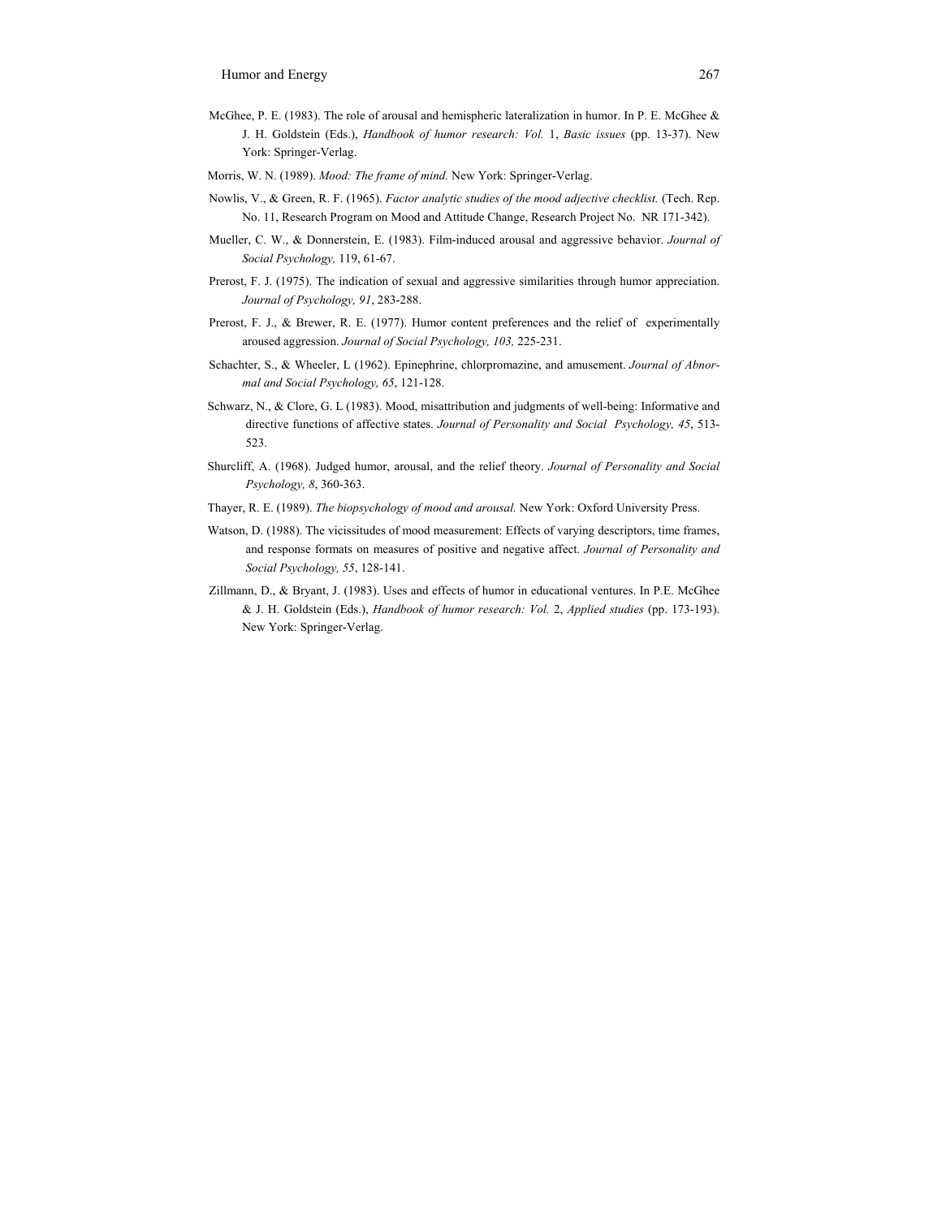McGhee, P. E. (1983). The role of arousal and hemispheric lateralization in humor. In P. E. McGhee & J. H. Goldstein (Eds.), *Handbook of humor research: Vol.* 1, *Basic issues* (pp. 13-37). New York: Springer-Verlag.

Morris, W. N. (1989). *Mood: The frame of mind.* New York: Springer-Verlag.

Nowlis, V., & Green, R. F. (1965). *Factor analytic studies of the mood adjective checklist.* (Tech. Rep. No. 11, Research Program on Mood and Attitude Change, Research Project No. NR 171-342).

Mueller, C. W., & Donnerstein, E. (1983). Film-induced arousal and aggressive behavior. *Journal of Social Psychology,* 119, 61-67.

Prerost, F. J. (1975). The indication of sexual and aggressive similarities through humor appreciation. *Journal of Psychology, 91*, 283-288.

Prerost, F. J., & Brewer, R. E. (1977). Humor content preferences and the relief of experimentally aroused aggression. *Journal of Social Psychology, 103,* 225-231.

Schachter, S., & Wheeler, L (1962). Epinephrine, chlorpromazine, and amusement. *Journal of Abnormal and Social Psychology, 65*, 121-128.

Schwarz, N., & Clore, G. L (1983). Mood, misattribution and judgments of well-being: Informative and directive functions of affective states. *Journal of Personality and Social Psychology, 45*, 513-523.

Shurcliff, A. (1968). Judged humor, arousal, and the relief theory. *Journal of Personality and Social Psychology, 8*, 360-363.

Thayer, R. E. (1989). *The biopsychology of mood and arousal.* New York: Oxford University Press.

Watson, D. (1988). The vicissitudes of mood measurement: Effects of varying descriptors, time frames, and response formats on measures of positive and negative affect. *Journal of Personality and Social Psychology, 55*, 128-141.

Zillmann, D., & Bryant, J. (1983). Uses and effects of humor in educational ventures. In P.E. McGhee & J. H. Goldstein (Eds.), *Handbook of humor research: Vol.* 2, *Applied studies* (pp. 173-193). New York: Springer-Verlag.